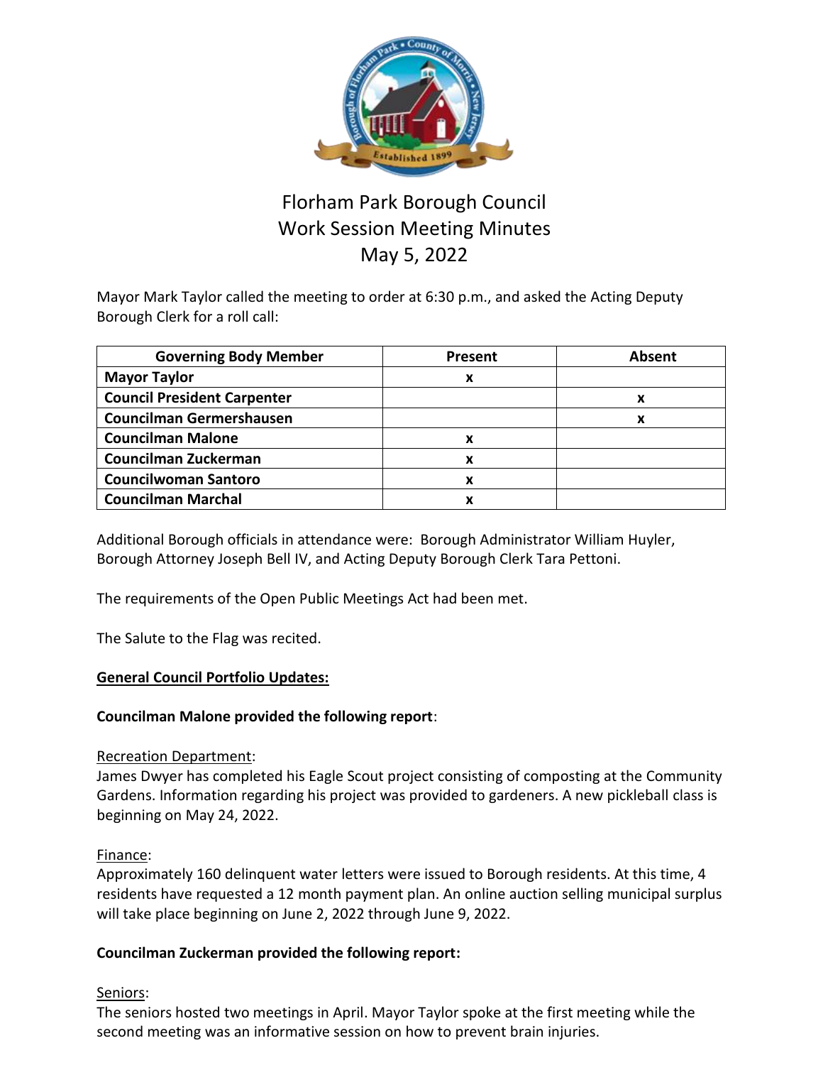# Florham Park Borough Council
## Work Session Meeting Minutes
## May 5, 2022

Mayor Mark Taylor called the meeting to order at 6:30 p.m., and asked the Acting Deputy Borough Clerk for a roll call:

| Governing Body Member | Present | Absent |
|---|---|---|
| **Mayor Taylor** | x | |
| **Council President Carpenter** | | x |
| **Councilman Germershausen** | | x |
| **Councilman Malone** | x | |
| **Councilman Zuckerman** | x | |
| **Councilwoman Santoro** | x | |
| **Councilman Marchal** | x | |

Additional Borough officials in attendance were: Borough Administrator William Huyler, Borough Attorney Joseph Bell IV, and Acting Deputy Borough Clerk Tara Pettoni.

The requirements of the Open Public Meetings Act had been met.

The Salute to the Flag was recited.

**General Council Portfolio Updates:**

**Councilman Malone provided the following report**:

Recreation Department:
James Dwyer has completed his Eagle Scout project consisting of composting at the Community Gardens. Information regarding his project was provided to gardeners. A new pickleball class is beginning on May 24, 2022.

Finance:
Approximately 160 delinquent water letters were issued to Borough residents. At this time, 4 residents have requested a 12 month payment plan. An online auction selling municipal surplus will take place beginning on June 2, 2022 through June 9, 2022.

**Councilman Zuckerman provided the following report:**

Seniors:
The seniors hosted two meetings in April. Mayor Taylor spoke at the first meeting while the second meeting was an informative session on how to prevent brain injuries.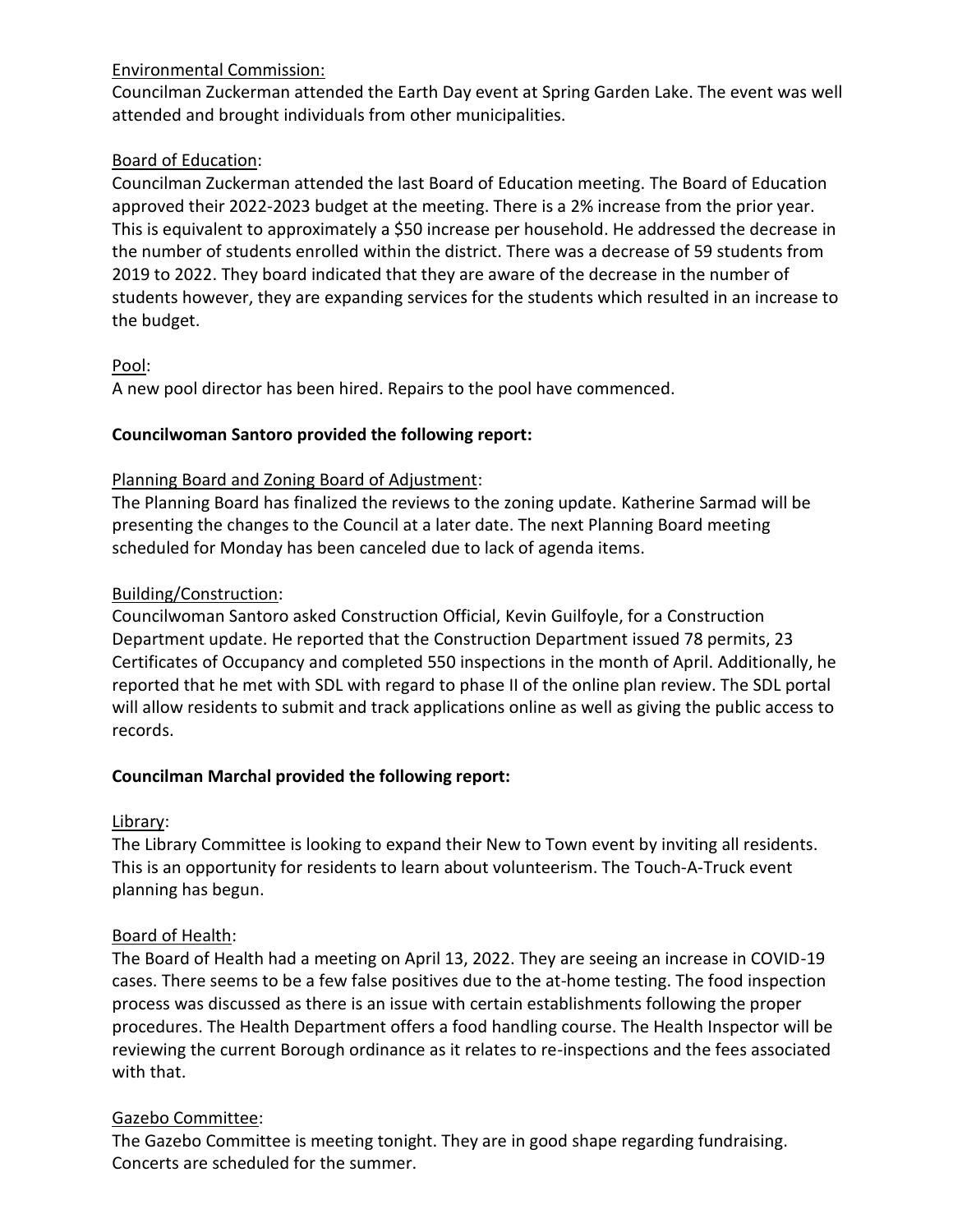Environmental Commission:

Councilman Zuckerman attended the Earth Day event at Spring Garden Lake. The event was well attended and brought individuals from other municipalities.

Board of Education:

Councilman Zuckerman attended the last Board of Education meeting. The Board of Education approved their 2022-2023 budget at the meeting. There is a 2% increase from the prior year. This is equivalent to approximately a $50 increase per household. He addressed the decrease in the number of students enrolled within the district. There was a decrease of 59 students from 2019 to 2022. They board indicated that they are aware of the decrease in the number of students however, they are expanding services for the students which resulted in an increase to the budget.

Pool:

A new pool director has been hired. Repairs to the pool have commenced.

**Councilwoman Santoro provided the following report:**

Planning Board and Zoning Board of Adjustment:

The Planning Board has finalized the reviews to the zoning update. Katherine Sarmad will be presenting the changes to the Council at a later date. The next Planning Board meeting scheduled for Monday has been canceled due to lack of agenda items.

Building/Construction:

Councilwoman Santoro asked Construction Official, Kevin Guilfoyle, for a Construction Department update. He reported that the Construction Department issued 78 permits, 23 Certificates of Occupancy and completed 550 inspections in the month of April. Additionally, he reported that he met with SDL with regard to phase II of the online plan review. The SDL portal will allow residents to submit and track applications online as well as giving the public access to records.

**Councilman Marchal provided the following report:**

Library:

The Library Committee is looking to expand their New to Town event by inviting all residents. This is an opportunity for residents to learn about volunteerism. The Touch-A-Truck event planning has begun.

Board of Health:

The Board of Health had a meeting on April 13, 2022. They are seeing an increase in COVID-19 cases. There seems to be a few false positives due to the at-home testing. The food inspection process was discussed as there is an issue with certain establishments following the proper procedures. The Health Department offers a food handling course. The Health Inspector will be reviewing the current Borough ordinance as it relates to re-inspections and the fees associated with that.

Gazebo Committee:

The Gazebo Committee is meeting tonight. They are in good shape regarding fundraising. Concerts are scheduled for the summer.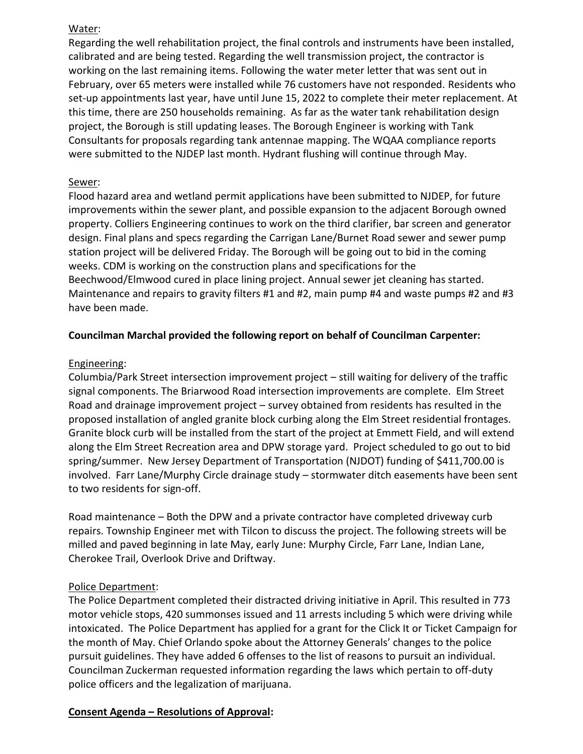Water:

Regarding the well rehabilitation project, the final controls and instruments have been installed, calibrated and are being tested. Regarding the well transmission project, the contractor is working on the last remaining items. Following the water meter letter that was sent out in February, over 65 meters were installed while 76 customers have not responded. Residents who set-up appointments last year, have until June 15, 2022 to complete their meter replacement. At this time, there are 250 households remaining. As far as the water tank rehabilitation design project, the Borough is still updating leases. The Borough Engineer is working with Tank Consultants for proposals regarding tank antennae mapping. The WQAA compliance reports were submitted to the NJDEP last month. Hydrant flushing will continue through May.

Sewer:

Flood hazard area and wetland permit applications have been submitted to NJDEP, for future improvements within the sewer plant, and possible expansion to the adjacent Borough owned property. Colliers Engineering continues to work on the third clarifier, bar screen and generator design. Final plans and specs regarding the Carrigan Lane/Burnet Road sewer and sewer pump station project will be delivered Friday. The Borough will be going out to bid in the coming weeks. CDM is working on the construction plans and specifications for the Beechwood/Elmwood cured in place lining project. Annual sewer jet cleaning has started. Maintenance and repairs to gravity filters #1 and #2, main pump #4 and waste pumps #2 and #3 have been made.

**Councilman Marchal provided the following report on behalf of Councilman Carpenter:**

Engineering:

Columbia/Park Street intersection improvement project – still waiting for delivery of the traffic signal components. The Briarwood Road intersection improvements are complete. Elm Street Road and drainage improvement project – survey obtained from residents has resulted in the proposed installation of angled granite block curbing along the Elm Street residential frontages. Granite block curb will be installed from the start of the project at Emmett Field, and will extend along the Elm Street Recreation area and DPW storage yard. Project scheduled to go out to bid spring/summer. New Jersey Department of Transportation (NJDOT) funding of $411,700.00 is involved. Farr Lane/Murphy Circle drainage study – stormwater ditch easements have been sent to two residents for sign-off.

Road maintenance – Both the DPW and a private contractor have completed driveway curb repairs. Township Engineer met with Tilcon to discuss the project. The following streets will be milled and paved beginning in late May, early June: Murphy Circle, Farr Lane, Indian Lane, Cherokee Trail, Overlook Drive and Driftway.

Police Department:

The Police Department completed their distracted driving initiative in April. This resulted in 773 motor vehicle stops, 420 summonses issued and 11 arrests including 5 which were driving while intoxicated. The Police Department has applied for a grant for the Click It or Ticket Campaign for the month of May. Chief Orlando spoke about the Attorney Generals' changes to the police pursuit guidelines. They have added 6 offenses to the list of reasons to pursuit an individual. Councilman Zuckerman requested information regarding the laws which pertain to off-duty police officers and the legalization of marijuana.

**Consent Agenda – Resolutions of Approval:**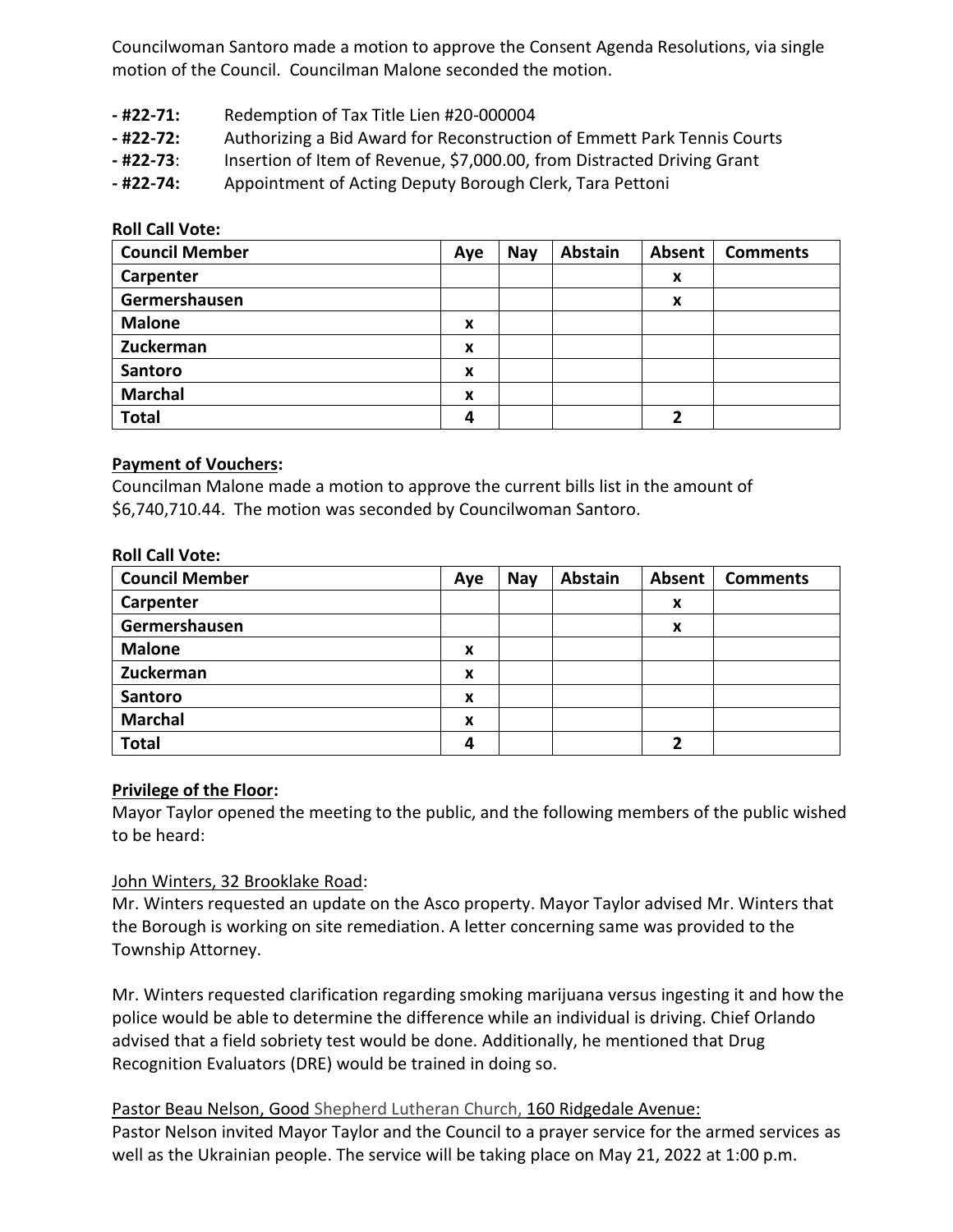Councilwoman Santoro made a motion to approve the Consent Agenda Resolutions, via single motion of the Council. Councilman Malone seconded the motion.

- **#22-71:** Redemption of Tax Title Lien #20-000004
- **#22-72:** Authorizing a Bid Award for Reconstruction of Emmett Park Tennis Courts
- **#22-73**: Insertion of Item of Revenue, $7,000.00, from Distracted Driving Grant
- **#22-74:** Appointment of Acting Deputy Borough Clerk, Tara Pettoni

**Roll Call Vote:**

| Council Member | Aye | Nay | Abstain | Absent | Comments |
|---|---|---|---|---|---|
| **Carpenter** | | | | x | |
| **Germershausen** | | | | x | |
| **Malone** | x | | | | |
| **Zuckerman** | x | | | | |
| **Santoro** | x | | | | |
| **Marchal** | x | | | | |
| **Total** | 4 | | | 2 | |

**Payment of Vouchers:**

Councilman Malone made a motion to approve the current bills list in the amount of $6,740,710.44. The motion was seconded by Councilwoman Santoro.

**Roll Call Vote:**

| Council Member | Aye | Nay | Abstain | Absent | Comments |
|---|---|---|---|---|---|
| **Carpenter** | | | | x | |
| **Germershausen** | | | | x | |
| **Malone** | x | | | | |
| **Zuckerman** | x | | | | |
| **Santoro** | x | | | | |
| **Marchal** | x | | | | |
| **Total** | 4 | | | 2 | |

**Privilege of the Floor:**

Mayor Taylor opened the meeting to the public, and the following members of the public wished to be heard:

John Winters, 32 Brooklake Road:

Mr. Winters requested an update on the Asco property. Mayor Taylor advised Mr. Winters that the Borough is working on site remediation. A letter concerning same was provided to the Township Attorney.

Mr. Winters requested clarification regarding smoking marijuana versus ingesting it and how the police would be able to determine the difference while an individual is driving. Chief Orlando advised that a field sobriety test would be done. Additionally, he mentioned that Drug Recognition Evaluators (DRE) would be trained in doing so.

Pastor Beau Nelson, Good Shepherd Lutheran Church, 160 Ridgedale Avenue:

Pastor Nelson invited Mayor Taylor and the Council to a prayer service for the armed services as well as the Ukrainian people. The service will be taking place on May 21, 2022 at 1:00 p.m.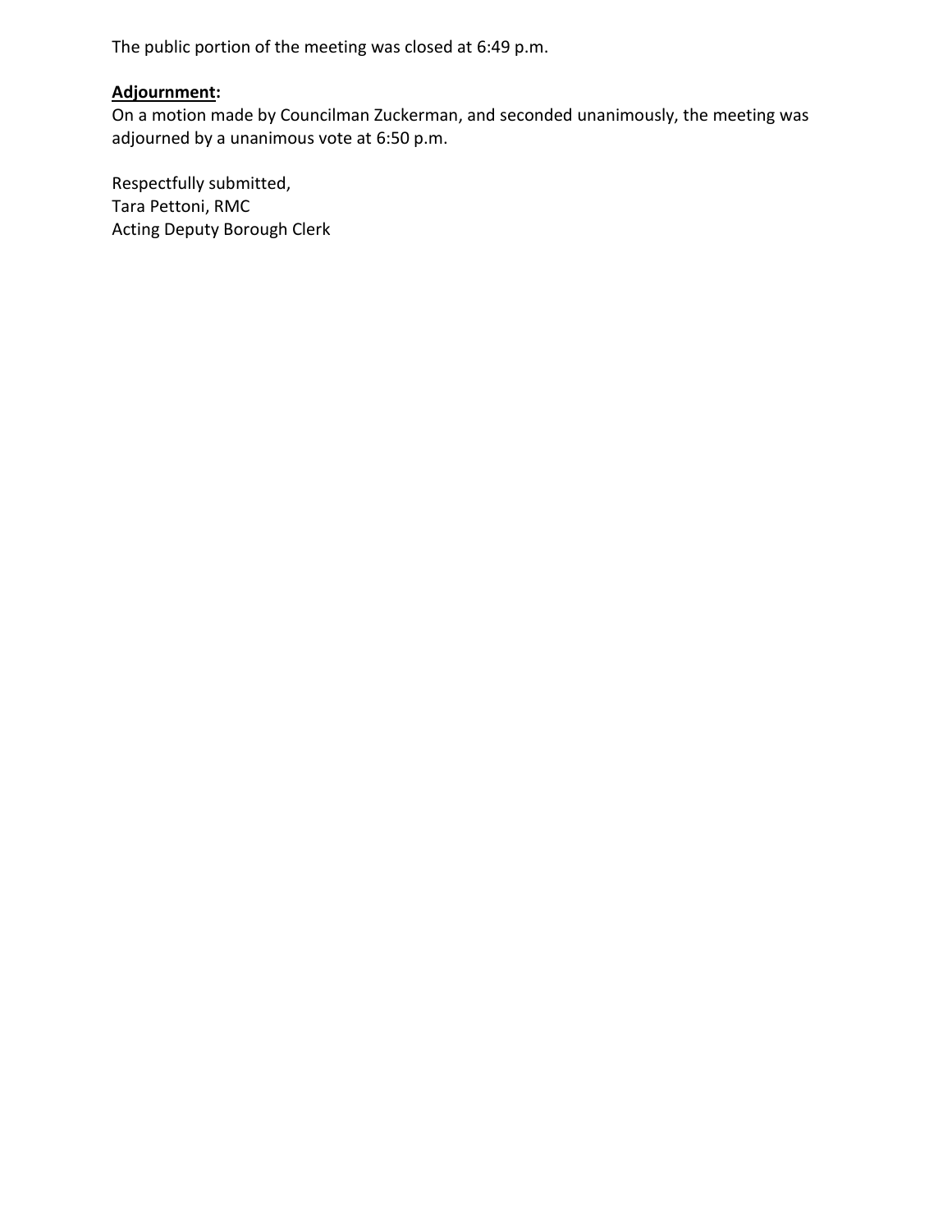The public portion of the meeting was closed at 6:49 p.m.

**Adjournment:**

On a motion made by Councilman Zuckerman, and seconded unanimously, the meeting was adjourned by a unanimous vote at 6:50 p.m.

Respectfully submitted,
Tara Pettoni, RMC
Acting Deputy Borough Clerk